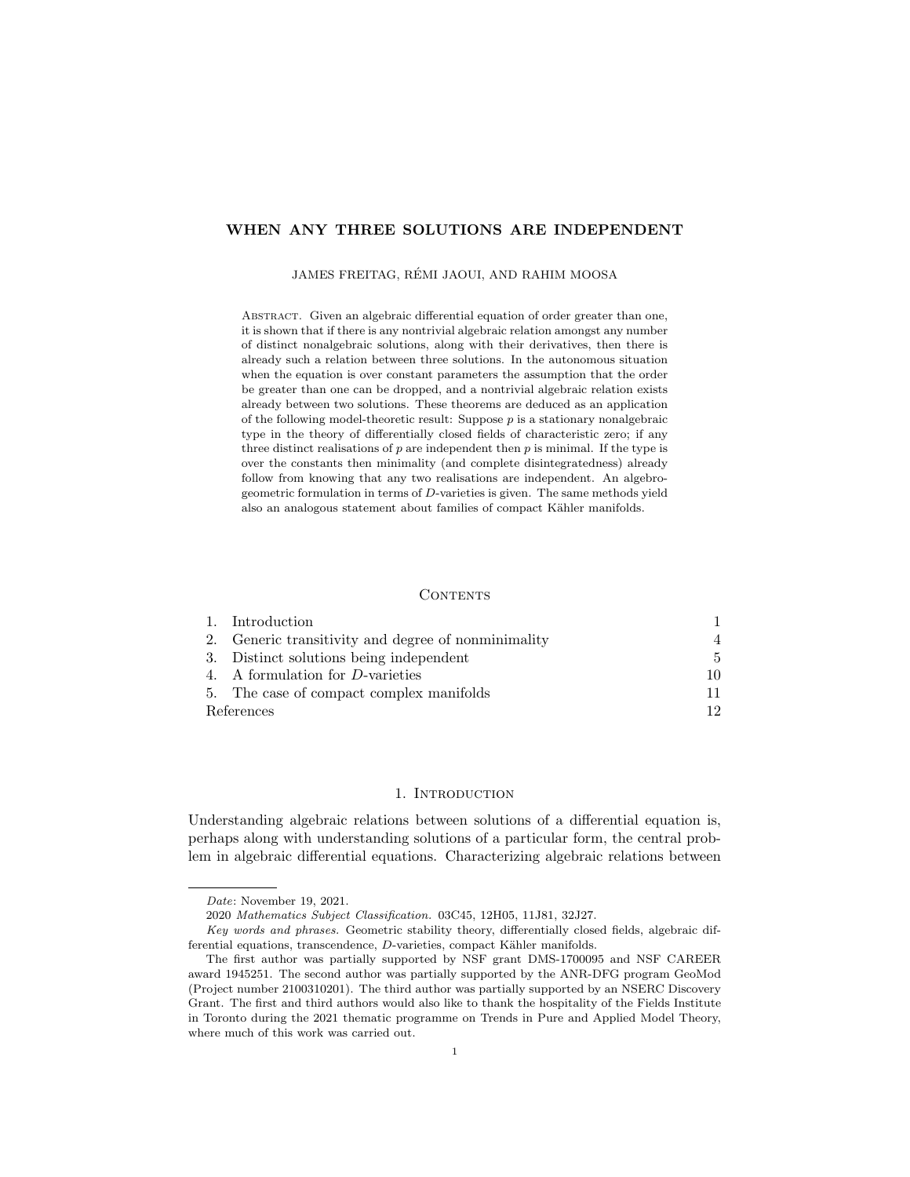# WHEN ANY THREE SOLUTIONS ARE INDEPENDENT

JAMES FREITAG, RÉMI JAOUI, AND RAHIM MOOSA

Abstract. Given an algebraic differential equation of order greater than one, it is shown that if there is any nontrivial algebraic relation amongst any number of distinct nonalgebraic solutions, along with their derivatives, then there is already such a relation between three solutions. In the autonomous situation when the equation is over constant parameters the assumption that the order be greater than one can be dropped, and a nontrivial algebraic relation exists already between two solutions. These theorems are deduced as an application of the following model-theoretic result: Suppose $p$ is a stationary nonalgebraic type in the theory of differentially closed fields of characteristic zero; if any three distinct realisations of $p$ are independent then $p$ is minimal. If the type is over the constants then minimality (and complete disintegratedness) already follow from knowing that any two realisations are independent. An algebro-geometric formulation in terms of $D$-varieties is given. The same methods yield also an analogous statement about families of compact Kähler manifolds.

## Contents

| | | |
|---|---|---|
| 1. | Introduction | 1 |
| 2. | Generic transitivity and degree of nonminimality | 4 |
| 3. | Distinct solutions being independent | 5 |
| 4. | A formulation for $D$-varieties | 10 |
| 5. | The case of compact complex manifolds | 11 |
| | References | 12 |

## 1. Introduction

Understanding algebraic relations between solutions of a differential equation is, perhaps along with understanding solutions of a particular form, the central problem in algebraic differential equations. Characterizing algebraic relations between

*Date*: November 19, 2021.

2020 *Mathematics Subject Classification.* 03C45, 12H05, 11J81, 32J27.

*Key words and phrases.* Geometric stability theory, differentially closed fields, algebraic differential equations, transcendence, $D$-varieties, compact Kähler manifolds.

The first author was partially supported by NSF grant DMS-1700095 and NSF CAREER award 1945251. The second author was partially supported by the ANR-DFG program GeoMod (Project number 2100310201). The third author was partially supported by an NSERC Discovery Grant. The first and third authors would also like to thank the hospitality of the Fields Institute in Toronto during the 2021 thematic programme on Trends in Pure and Applied Model Theory, where much of this work was carried out.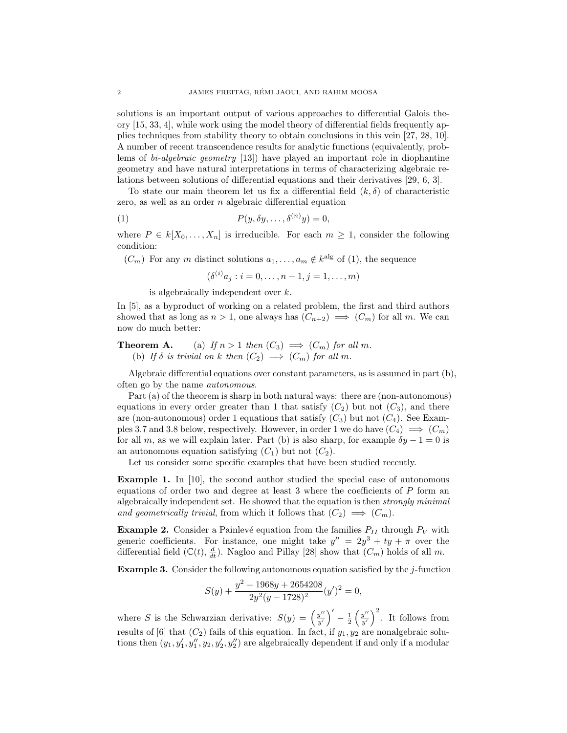solutions is an important output of various approaches to differential Galois theory [15, 33, 4], while work using the model theory of differential fields frequently applies techniques from stability theory to obtain conclusions in this vein [27, 28, 10]. A number of recent transcendence results for analytic functions (equivalently, problems of *bi-algebraic geometry* [13]) have played an important role in diophantine geometry and have natural interpretations in terms of characterizing algebraic relations between solutions of differential equations and their derivatives [29, 6, 3].

To state our main theorem let us fix a differential field $(k, \delta)$ of characteristic zero, as well as an order $n$ algebraic differential equation

$$P(y, \delta y, \ldots, \delta^{(n)} y) = 0, \tag{1}$$

where $P \in k[X_0, \ldots, X_n]$ is irreducible. For each $m \geq 1$, consider the following condition:

$(C_m)$ For any $m$ distinct solutions $a_1, \ldots, a_m \notin k^{\text{alg}}$ of (1), the sequence

$$(\delta^{(i)} a_j : i = 0, \ldots, n-1, j = 1, \ldots, m)$$

is algebraically independent over $k$.

In [5], as a byproduct of working on a related problem, the first and third authors showed that as long as $n > 1$, one always has $(C_{n+2}) \implies (C_m)$ for all $m$. We can now do much better:

**Theorem A.** (a) *If $n > 1$ then $(C_3) \implies (C_m)$ for all $m$.*
(b) *If $\delta$ is trivial on $k$ then $(C_2) \implies (C_m)$ for all $m$.*

Algebraic differential equations over constant parameters, as is assumed in part (b), often go by the name *autonomous*.

Part (a) of the theorem is sharp in both natural ways: there are (non-autonomous) equations in every order greater than 1 that satisfy $(C_2)$ but not $(C_3)$, and there are (non-autonomous) order 1 equations that satisfy $(C_3)$ but not $(C_4)$. See Examples 3.7 and 3.8 below, respectively. However, in order 1 we do have $(C_4) \implies (C_m)$ for all $m$, as we will explain later. Part (b) is also sharp, for example $\delta y - 1 = 0$ is an autonomous equation satisfying $(C_1)$ but not $(C_2)$.

Let us consider some specific examples that have been studied recently.

**Example 1.** In [10], the second author studied the special case of autonomous equations of order two and degree at least 3 where the coefficients of $P$ form an algebraically independent set. He showed that the equation is then *strongly minimal and geometrically trivial*, from which it follows that $(C_2) \implies (C_m)$.

**Example 2.** Consider a Painlevé equation from the families $P_{II}$ through $P_V$ with generic coefficients. For instance, one might take $y'' = 2y^3 + ty + \pi$ over the differential field $(\mathbb{C}(t), \frac{d}{dt})$. Nagloo and Pillay [28] show that $(C_m)$ holds of all $m$.

**Example 3.** Consider the following autonomous equation satisfied by the $j$-function

$$S(y) + \frac{y^2 - 1968y + 2654208}{2y^2(y-1728)^2}(y')^2 = 0,$$

where $S$ is the Schwarzian derivative: $S(y) = \left(\frac{y''}{y'}\right)' - \frac{1}{2}\left(\frac{y''}{y'}\right)^2$. It follows from results of [6] that $(C_2)$ fails of this equation. In fact, if $y_1, y_2$ are nonalgebraic solutions then $(y_1, y_1', y_1'', y_2, y_2', y_2'')$ are algebraically dependent if and only if a modular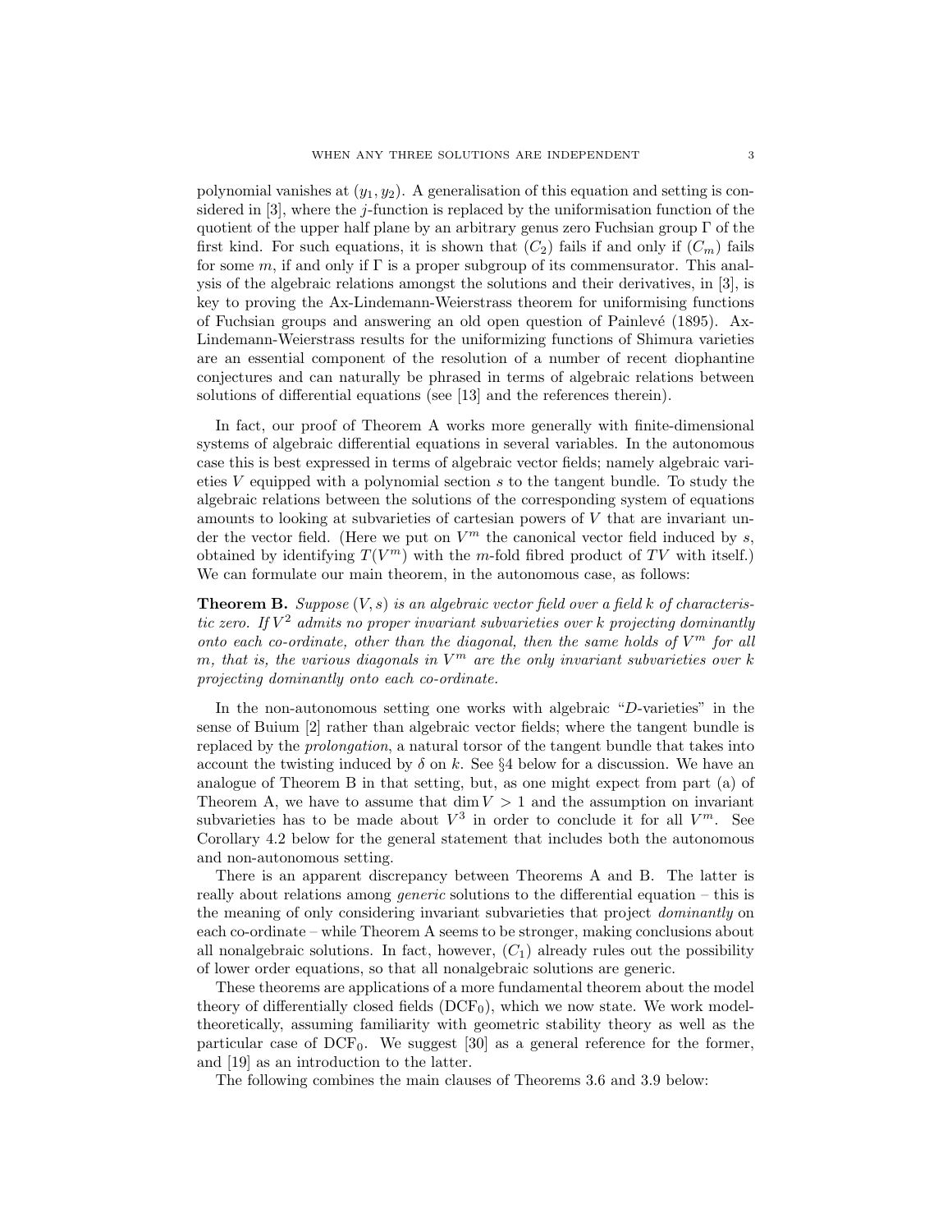polynomial vanishes at $(y_1, y_2)$. A generalisation of this equation and setting is considered in [3], where the $j$-function is replaced by the uniformisation function of the quotient of the upper half plane by an arbitrary genus zero Fuchsian group $\Gamma$ of the first kind. For such equations, it is shown that $(C_2)$ fails if and only if $(C_m)$ fails for some $m$, if and only if $\Gamma$ is a proper subgroup of its commensurator. This analysis of the algebraic relations amongst the solutions and their derivatives, in [3], is key to proving the Ax-Lindemann-Weierstrass theorem for uniformising functions of Fuchsian groups and answering an old open question of Painlevé (1895). Ax-Lindemann-Weierstrass results for the uniformizing functions of Shimura varieties are an essential component of the resolution of a number of recent diophantine conjectures and can naturally be phrased in terms of algebraic relations between solutions of differential equations (see [13] and the references therein).

In fact, our proof of Theorem A works more generally with finite-dimensional systems of algebraic differential equations in several variables. In the autonomous case this is best expressed in terms of algebraic vector fields; namely algebraic varieties $V$ equipped with a polynomial section $s$ to the tangent bundle. To study the algebraic relations between the solutions of the corresponding system of equations amounts to looking at subvarieties of cartesian powers of $V$ that are invariant under the vector field. (Here we put on $V^m$ the canonical vector field induced by $s$, obtained by identifying $T(V^m)$ with the $m$-fold fibred product of $TV$ with itself.) We can formulate our main theorem, in the autonomous case, as follows:

**Theorem B.** *Suppose $(V, s)$ is an algebraic vector field over a field $k$ of characteristic zero. If $V^2$ admits no proper invariant subvarieties over $k$ projecting dominantly onto each co-ordinate, other than the diagonal, then the same holds of $V^m$ for all $m$, that is, the various diagonals in $V^m$ are the only invariant subvarieties over $k$ projecting dominantly onto each co-ordinate.*

In the non-autonomous setting one works with algebraic "$D$-varieties" in the sense of Buium [2] rather than algebraic vector fields; where the tangent bundle is replaced by the *prolongation*, a natural torsor of the tangent bundle that takes into account the twisting induced by $\delta$ on $k$. See §4 below for a discussion. We have an analogue of Theorem B in that setting, but, as one might expect from part (a) of Theorem A, we have to assume that $\dim V > 1$ and the assumption on invariant subvarieties has to be made about $V^3$ in order to conclude it for all $V^m$. See Corollary 4.2 below for the general statement that includes both the autonomous and non-autonomous setting.

There is an apparent discrepancy between Theorems A and B. The latter is really about relations among *generic* solutions to the differential equation – this is the meaning of only considering invariant subvarieties that project *dominantly* on each co-ordinate – while Theorem A seems to be stronger, making conclusions about all nonalgebraic solutions. In fact, however, $(C_1)$ already rules out the possibility of lower order equations, so that all nonalgebraic solutions are generic.

These theorems are applications of a more fundamental theorem about the model theory of differentially closed fields ($\mathrm{DCF}_0$), which we now state. We work model-theoretically, assuming familiarity with geometric stability theory as well as the particular case of $\mathrm{DCF}_0$. We suggest [30] as a general reference for the former, and [19] as an introduction to the latter.

The following combines the main clauses of Theorems 3.6 and 3.9 below: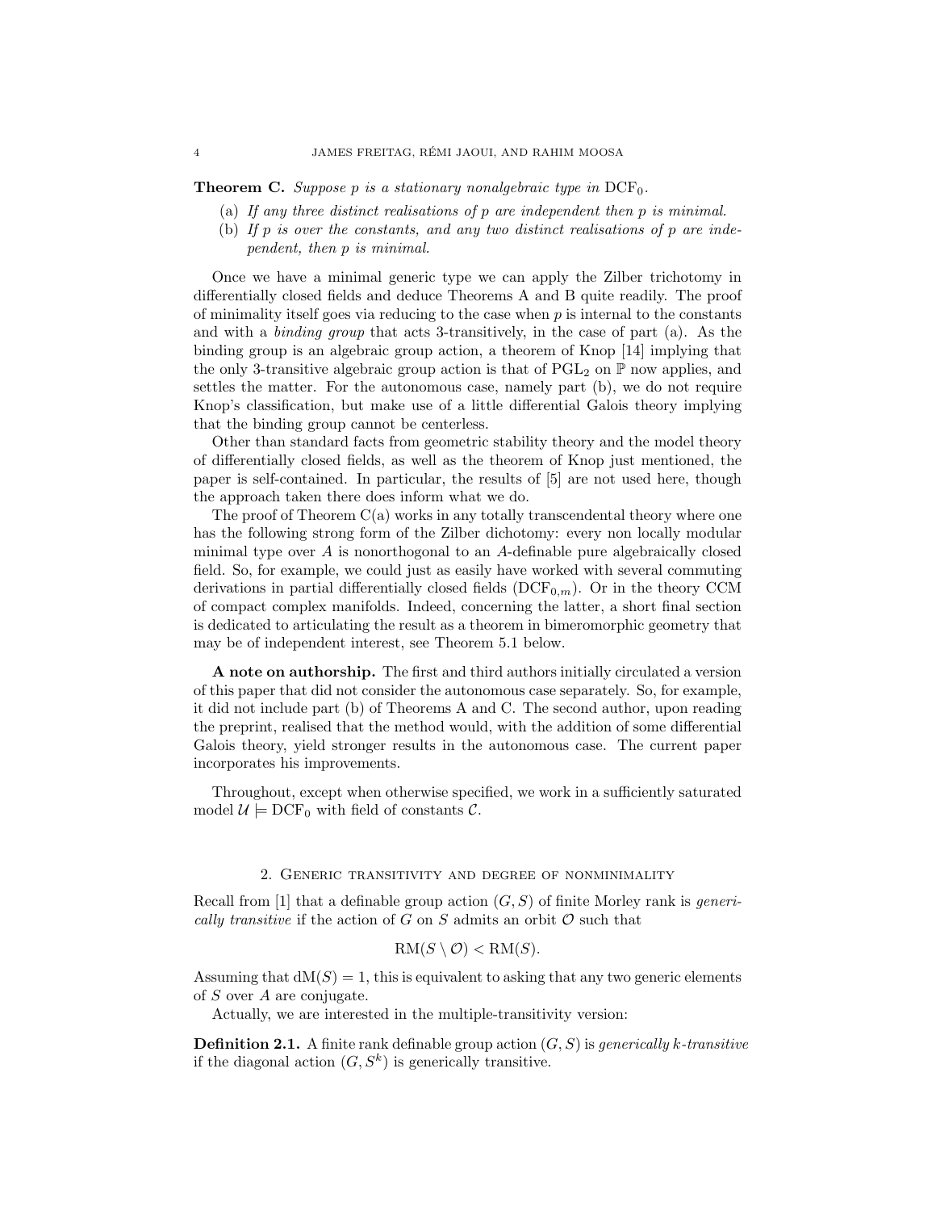**Theorem C.** *Suppose $p$ is a stationary nonalgebraic type in $\mathrm{DCF}_0$.*

(a) *If any three distinct realisations of $p$ are independent then $p$ is minimal.*
(b) *If $p$ is over the constants, and any two distinct realisations of $p$ are independent, then $p$ is minimal.*

Once we have a minimal generic type we can apply the Zilber trichotomy in differentially closed fields and deduce Theorems A and B quite readily. The proof of minimality itself goes via reducing to the case when $p$ is internal to the constants and with a *binding group* that acts 3-transitively, in the case of part (a). As the binding group is an algebraic group action, a theorem of Knop [14] implying that the only 3-transitive algebraic group action is that of $\mathrm{PGL}_2$ on $\mathbb{P}$ now applies, and settles the matter. For the autonomous case, namely part (b), we do not require Knop's classification, but make use of a little differential Galois theory implying that the binding group cannot be centerless.

Other than standard facts from geometric stability theory and the model theory of differentially closed fields, as well as the theorem of Knop just mentioned, the paper is self-contained. In particular, the results of [5] are not used here, though the approach taken there does inform what we do.

The proof of Theorem C(a) works in any totally transcendental theory where one has the following strong form of the Zilber dichotomy: every non locally modular minimal type over $A$ is nonorthogonal to an $A$-definable pure algebraically closed field. So, for example, we could just as easily have worked with several commuting derivations in partial differentially closed fields ($\mathrm{DCF}_{0,m}$). Or in the theory CCM of compact complex manifolds. Indeed, concerning the latter, a short final section is dedicated to articulating the result as a theorem in bimeromorphic geometry that may be of independent interest, see Theorem 5.1 below.

**A note on authorship.** The first and third authors initially circulated a version of this paper that did not consider the autonomous case separately. So, for example, it did not include part (b) of Theorems A and C. The second author, upon reading the preprint, realised that the method would, with the addition of some differential Galois theory, yield stronger results in the autonomous case. The current paper incorporates his improvements.

Throughout, except when otherwise specified, we work in a sufficiently saturated model $\mathcal{U} \models \mathrm{DCF}_0$ with field of constants $\mathcal{C}$.

## 2. Generic transitivity and degree of nonminimality

Recall from [1] that a definable group action $(G, S)$ of finite Morley rank is *generically transitive* if the action of $G$ on $S$ admits an orbit $\mathcal{O}$ such that

$$\mathrm{RM}(S \setminus \mathcal{O}) < \mathrm{RM}(S).$$

Assuming that $\mathrm{dM}(S) = 1$, this is equivalent to asking that any two generic elements of $S$ over $A$ are conjugate.

Actually, we are interested in the multiple-transitivity version:

**Definition 2.1.** A finite rank definable group action $(G, S)$ is *generically $k$-transitive* if the diagonal action $(G, S^k)$ is generically transitive.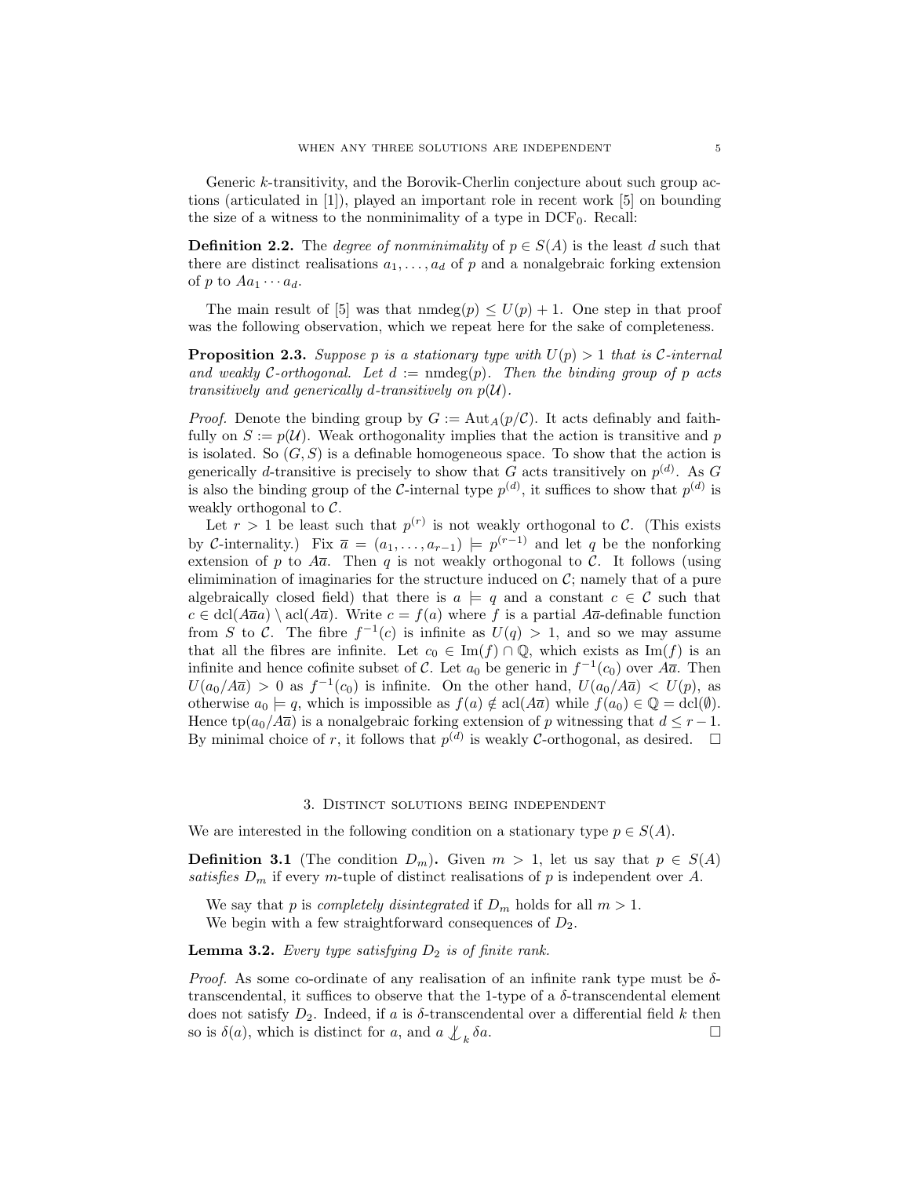Generic $k$-transitivity, and the Borovik-Cherlin conjecture about such group actions (articulated in [1]), played an important role in recent work [5] on bounding the size of a witness to the nonminimality of a type in $\mathrm{DCF}_0$. Recall:

**Definition 2.2.** The *degree of nonminimality* of $p \in S(A)$ is the least $d$ such that there are distinct realisations $a_1, \ldots, a_d$ of $p$ and a nonalgebraic forking extension of $p$ to $Aa_1 \cdots a_d$.

The main result of [5] was that $\mathrm{nmdeg}(p) \leq U(p) + 1$. One step in that proof was the following observation, which we repeat here for the sake of completeness.

**Proposition 2.3.** *Suppose $p$ is a stationary type with $U(p) > 1$ that is $\mathcal{C}$-internal and weakly $\mathcal{C}$-orthogonal. Let $d := \mathrm{nmdeg}(p)$. Then the binding group of $p$ acts transitively and generically $d$-transitively on $p(\mathcal{U})$.*

*Proof.* Denote the binding group by $G := \mathrm{Aut}_A(p/\mathcal{C})$. It acts definably and faithfully on $S := p(\mathcal{U})$. Weak orthogonality implies that the action is transitive and $p$ is isolated. So $(G, S)$ is a definable homogeneous space. To show that the action is generically $d$-transitive is precisely to show that $G$ acts transitively on $p^{(d)}$. As $G$ is also the binding group of the $\mathcal{C}$-internal type $p^{(d)}$, it suffices to show that $p^{(d)}$ is weakly orthogonal to $\mathcal{C}$.

Let $r > 1$ be least such that $p^{(r)}$ is not weakly orthogonal to $\mathcal{C}$. (This exists by $\mathcal{C}$-internality.) Fix $\overline{a} = (a_1, \ldots, a_{r-1}) \models p^{(r-1)}$ and let $q$ be the nonforking extension of $p$ to $A\overline{a}$. Then $q$ is not weakly orthogonal to $\mathcal{C}$. It follows (using elimimination of imaginaries for the structure induced on $\mathcal{C}$; namely that of a pure algebraically closed field) that there is $a \models q$ and a constant $c \in \mathcal{C}$ such that $c \in \mathrm{dcl}(A\overline{a}a) \setminus \mathrm{acl}(A\overline{a})$. Write $c = f(a)$ where $f$ is a partial $A\overline{a}$-definable function from $S$ to $\mathcal{C}$. The fibre $f^{-1}(c)$ is infinite as $U(q) > 1$, and so we may assume that all the fibres are infinite. Let $c_0 \in \mathrm{Im}(f) \cap \mathbb{Q}$, which exists as $\mathrm{Im}(f)$ is an infinite and hence cofinite subset of $\mathcal{C}$. Let $a_0$ be generic in $f^{-1}(c_0)$ over $A\overline{a}$. Then $U(a_0/A\overline{a}) > 0$ as $f^{-1}(c_0)$ is infinite. On the other hand, $U(a_0/A\overline{a}) < U(p)$, as otherwise $a_0 \models q$, which is impossible as $f(a) \notin \mathrm{acl}(A\overline{a})$ while $f(a_0) \in \mathbb{Q} = \mathrm{dcl}(\emptyset)$. Hence $\mathrm{tp}(a_0/A\overline{a})$ is a nonalgebraic forking extension of $p$ witnessing that $d \leq r - 1$. By minimal choice of $r$, it follows that $p^{(d)}$ is weakly $\mathcal{C}$-orthogonal, as desired. $\square$

## 3. Distinct solutions being independent

We are interested in the following condition on a stationary type $p \in S(A)$.

**Definition 3.1** (The condition $D_m$)**.** Given $m > 1$, let us say that $p \in S(A)$ *satisfies* $D_m$ if every $m$-tuple of distinct realisations of $p$ is independent over $A$.

We say that $p$ is *completely disintegrated* if $D_m$ holds for all $m > 1$.

We begin with a few straightforward consequences of $D_2$.

**Lemma 3.2.** *Every type satisfying $D_2$ is of finite rank.*

*Proof.* As some co-ordinate of any realisation of an infinite rank type must be $\delta$-transcendental, it suffices to observe that the 1-type of a $\delta$-transcendental element does not satisfy $D_2$. Indeed, if $a$ is $\delta$-transcendental over a differential field $k$ then so is $\delta(a)$, which is distinct for $a$, and $a \not\mathrel{\unicode{x2AEB}}_k \delta a$. $\square$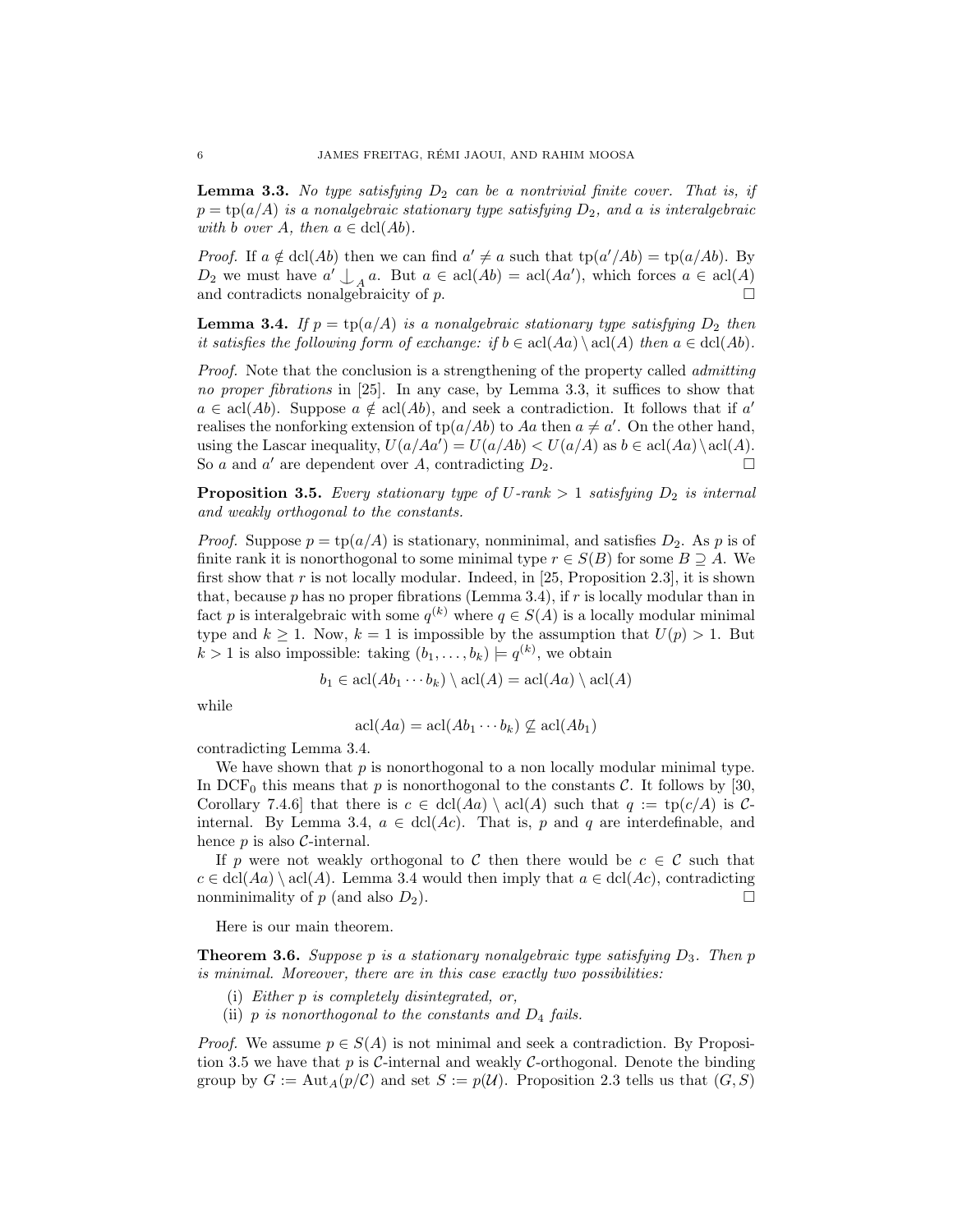**Lemma 3.3.** *No type satisfying $D_2$ can be a nontrivial finite cover. That is, if $p = \text{tp}(a/A)$ is a nonalgebraic stationary type satisfying $D_2$, and $a$ is interalgebraic with $b$ over $A$, then $a \in \text{dcl}(Ab)$.*

*Proof.* If $a \notin \text{dcl}(Ab)$ then we can find $a' \neq a$ such that $\text{tp}(a'/Ab) = \text{tp}(a/Ab)$. By $D_2$ we must have $a' \mathop{\smile\!\!\!\!\!\!\;\mid}_A a$. But $a \in \text{acl}(Ab) = \text{acl}(Aa')$, which forces $a \in \text{acl}(A)$ and contradicts nonalgebraicity of $p$. □

**Lemma 3.4.** *If $p = \text{tp}(a/A)$ is a nonalgebraic stationary type satisfying $D_2$ then it satisfies the following form of exchange: if $b \in \text{acl}(Aa) \setminus \text{acl}(A)$ then $a \in \text{dcl}(Ab)$.*

*Proof.* Note that the conclusion is a strengthening of the property called *admitting no proper fibrations* in [25]. In any case, by Lemma 3.3, it suffices to show that $a \in \text{acl}(Ab)$. Suppose $a \notin \text{acl}(Ab)$, and seek a contradiction. It follows that if $a'$ realises the nonforking extension of $\text{tp}(a/Ab)$ to $Aa$ then $a \neq a'$. On the other hand, using the Lascar inequality, $U(a/Aa') = U(a/Ab) < U(a/A)$ as $b \in \text{acl}(Aa) \setminus \text{acl}(A)$. So $a$ and $a'$ are dependent over $A$, contradicting $D_2$. □

**Proposition 3.5.** *Every stationary type of $U$-rank $> 1$ satisfying $D_2$ is internal and weakly orthogonal to the constants.*

*Proof.* Suppose $p = \text{tp}(a/A)$ is stationary, nonminimal, and satisfies $D_2$. As $p$ is of finite rank it is nonorthogonal to some minimal type $r \in S(B)$ for some $B \supseteq A$. We first show that $r$ is not locally modular. Indeed, in [25, Proposition 2.3], it is shown that, because $p$ has no proper fibrations (Lemma 3.4), if $r$ is locally modular than in fact $p$ is interalgebraic with some $q^{(k)}$ where $q \in S(A)$ is a locally modular minimal type and $k \geq 1$. Now, $k = 1$ is impossible by the assumption that $U(p) > 1$. But $k > 1$ is also impossible: taking $(b_1, \ldots, b_k) \models q^{(k)}$, we obtain

$$b_1 \in \text{acl}(Ab_1 \cdots b_k) \setminus \text{acl}(A) = \text{acl}(Aa) \setminus \text{acl}(A)$$

while

$$\text{acl}(Aa) = \text{acl}(Ab_1 \cdots b_k) \not\subseteq \text{acl}(Ab_1)$$

contradicting Lemma 3.4.

We have shown that $p$ is nonorthogonal to a non locally modular minimal type. In $\text{DCF}_0$ this means that $p$ is nonorthogonal to the constants $\mathcal{C}$. It follows by [30, Corollary 7.4.6] that there is $c \in \text{dcl}(Aa) \setminus \text{acl}(A)$ such that $q := \text{tp}(c/A)$ is $\mathcal{C}$-internal. By Lemma 3.4, $a \in \text{dcl}(Ac)$. That is, $p$ and $q$ are interdefinable, and hence $p$ is also $\mathcal{C}$-internal.

If $p$ were not weakly orthogonal to $\mathcal{C}$ then there would be $c \in \mathcal{C}$ such that $c \in \text{dcl}(Aa) \setminus \text{acl}(A)$. Lemma 3.4 would then imply that $a \in \text{dcl}(Ac)$, contradicting nonminimality of $p$ (and also $D_2$). □

Here is our main theorem.

**Theorem 3.6.** *Suppose $p$ is a stationary nonalgebraic type satisfying $D_3$. Then $p$ is minimal. Moreover, there are in this case exactly two possibilities:*

(i) *Either $p$ is completely disintegrated, or,*
(ii) *$p$ is nonorthogonal to the constants and $D_4$ fails.*

*Proof.* We assume $p \in S(A)$ is not minimal and seek a contradiction. By Proposition 3.5 we have that $p$ is $\mathcal{C}$-internal and weakly $\mathcal{C}$-orthogonal. Denote the binding group by $G := \text{Aut}_A(p/\mathcal{C})$ and set $S := p(\mathcal{U})$. Proposition 2.3 tells us that $(G, S)$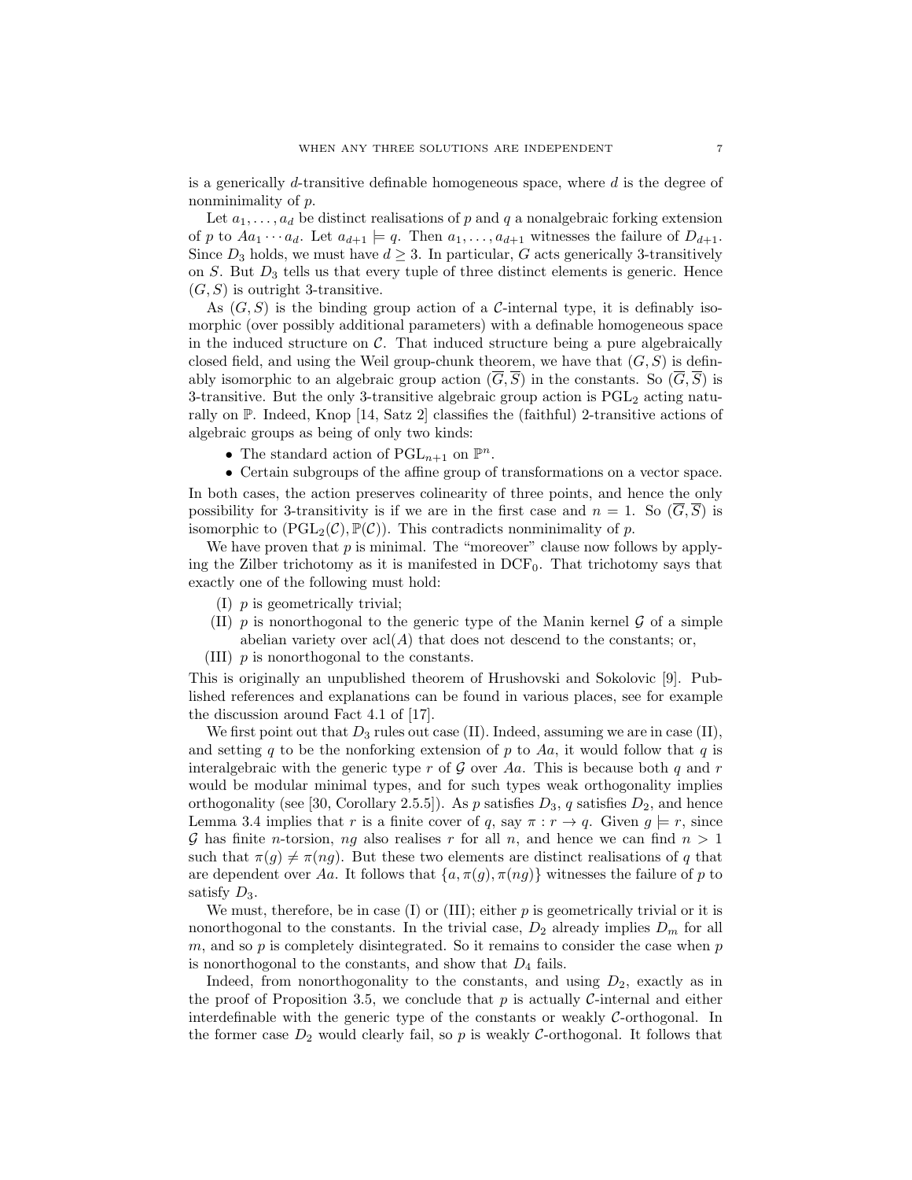is a generically $d$-transitive definable homogeneous space, where $d$ is the degree of nonminimality of $p$.

Let $a_1, \ldots, a_d$ be distinct realisations of $p$ and $q$ a nonalgebraic forking extension of $p$ to $Aa_1 \cdots a_d$. Let $a_{d+1} \models q$. Then $a_1, \ldots, a_{d+1}$ witnesses the failure of $D_{d+1}$. Since $D_3$ holds, we must have $d \geq 3$. In particular, $G$ acts generically 3-transitively on $S$. But $D_3$ tells us that every tuple of three distinct elements is generic. Hence $(G, S)$ is outright 3-transitive.

As $(G, S)$ is the binding group action of a $\mathcal{C}$-internal type, it is definably isomorphic (over possibly additional parameters) with a definable homogeneous space in the induced structure on $\mathcal{C}$. That induced structure being a pure algebraically closed field, and using the Weil group-chunk theorem, we have that $(G, S)$ is definably isomorphic to an algebraic group action $(\overline{G}, \overline{S})$ in the constants. So $(\overline{G}, \overline{S})$ is 3-transitive. But the only 3-transitive algebraic group action is $\mathrm{PGL}_2$ acting naturally on $\mathbb{P}$. Indeed, Knop [14, Satz 2] classifies the (faithful) 2-transitive actions of algebraic groups as being of only two kinds:

- The standard action of $\mathrm{PGL}_{n+1}$ on $\mathbb{P}^n$.
- Certain subgroups of the affine group of transformations on a vector space.

In both cases, the action preserves colinearity of three points, and hence the only possibility for 3-transitivity is if we are in the first case and $n = 1$. So $(\overline{G}, \overline{S})$ is isomorphic to $(\mathrm{PGL}_2(\mathcal{C}), \mathbb{P}(\mathcal{C}))$. This contradicts nonminimality of $p$.

We have proven that $p$ is minimal. The "moreover" clause now follows by applying the Zilber trichotomy as it is manifested in $\mathrm{DCF}_0$. That trichotomy says that exactly one of the following must hold:

(I) $p$ is geometrically trivial;

(II) $p$ is nonorthogonal to the generic type of the Manin kernel $\mathcal{G}$ of a simple abelian variety over $\mathrm{acl}(A)$ that does not descend to the constants; or,

(III) $p$ is nonorthogonal to the constants.

This is originally an unpublished theorem of Hrushovski and Sokolovic [9]. Published references and explanations can be found in various places, see for example the discussion around Fact 4.1 of [17].

We first point out that $D_3$ rules out case (II). Indeed, assuming we are in case (II), and setting $q$ to be the nonforking extension of $p$ to $Aa$, it would follow that $q$ is interalgebraic with the generic type $r$ of $\mathcal{G}$ over $Aa$. This is because both $q$ and $r$ would be modular minimal types, and for such types weak orthogonality implies orthogonality (see [30, Corollary 2.5.5]). As $p$ satisfies $D_3$, $q$ satisfies $D_2$, and hence Lemma 3.4 implies that $r$ is a finite cover of $q$, say $\pi : r \to q$. Given $g \models r$, since $\mathcal{G}$ has finite $n$-torsion, $ng$ also realises $r$ for all $n$, and hence we can find $n > 1$ such that $\pi(g) \neq \pi(ng)$. But these two elements are distinct realisations of $q$ that are dependent over $Aa$. It follows that $\{a, \pi(g), \pi(ng)\}$ witnesses the failure of $p$ to satisfy $D_3$.

We must, therefore, be in case (I) or (III); either $p$ is geometrically trivial or it is nonorthogonal to the constants. In the trivial case, $D_2$ already implies $D_m$ for all $m$, and so $p$ is completely disintegrated. So it remains to consider the case when $p$ is nonorthogonal to the constants, and show that $D_4$ fails.

Indeed, from nonorthogonality to the constants, and using $D_2$, exactly as in the proof of Proposition 3.5, we conclude that $p$ is actually $\mathcal{C}$-internal and either interdefinable with the generic type of the constants or weakly $\mathcal{C}$-orthogonal. In the former case $D_2$ would clearly fail, so $p$ is weakly $\mathcal{C}$-orthogonal. It follows that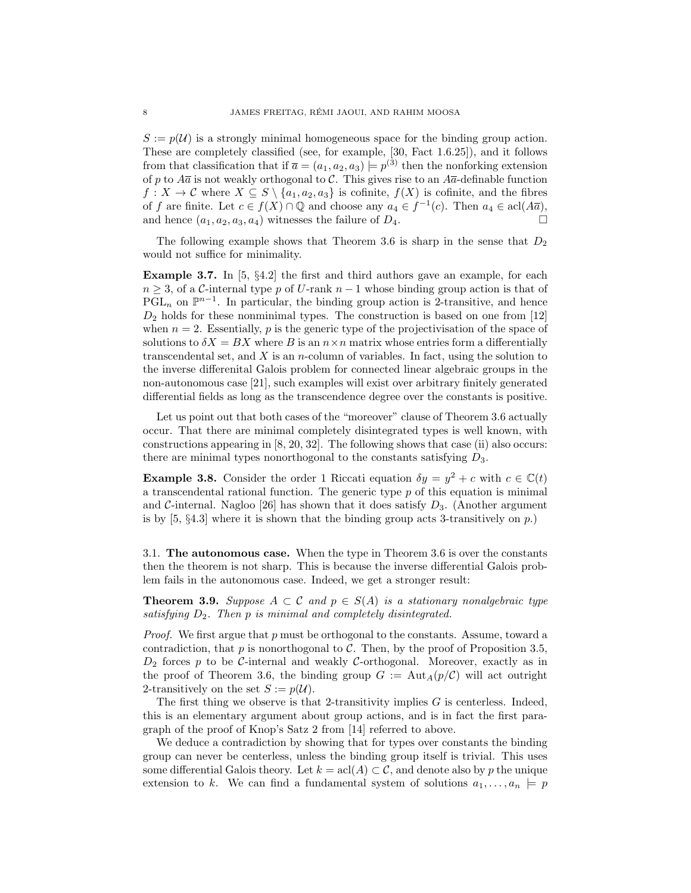$S := p(\mathcal{U})$ is a strongly minimal homogeneous space for the binding group action. These are completely classified (see, for example, [30, Fact 1.6.25]), and it follows from that classification that if $\overline{a} = (a_1, a_2, a_3) \models p^{(3)}$ then the nonforking extension of $p$ to $A\overline{a}$ is not weakly orthogonal to $\mathcal{C}$. This gives rise to an $A\overline{a}$-definable function $f : X \to \mathcal{C}$ where $X \subseteq S \setminus \{a_1, a_2, a_3\}$ is cofinite, $f(X)$ is cofinite, and the fibres of $f$ are finite. Let $c \in f(X) \cap \mathbb{Q}$ and choose any $a_4 \in f^{-1}(c)$. Then $a_4 \in \operatorname{acl}(A\overline{a})$, and hence $(a_1, a_2, a_3, a_4)$ witnesses the failure of $D_4$. □

The following example shows that Theorem 3.6 is sharp in the sense that $D_2$ would not suffice for minimality.

**Example 3.7.** In [5, §4.2] the first and third authors gave an example, for each $n \geq 3$, of a $\mathcal{C}$-internal type $p$ of $U$-rank $n-1$ whose binding group action is that of $\mathrm{PGL}_n$ on $\mathbb{P}^{n-1}$. In particular, the binding group action is 2-transitive, and hence $D_2$ holds for these nonminimal types. The construction is based on one from [12] when $n = 2$. Essentially, $p$ is the generic type of the projectivisation of the space of solutions to $\delta X = BX$ where $B$ is an $n \times n$ matrix whose entries form a differentially transcendental set, and $X$ is an $n$-column of variables. In fact, using the solution to the inverse differenital Galois problem for connected linear algebraic groups in the non-autonomous case [21], such examples will exist over arbitrary finitely generated differential fields as long as the transcendence degree over the constants is positive.

Let us point out that both cases of the "moreover" clause of Theorem 3.6 actually occur. That there are minimal completely disintegrated types is well known, with constructions appearing in [8, 20, 32]. The following shows that case (ii) also occurs: there are minimal types nonorthogonal to the constants satisfying $D_3$.

**Example 3.8.** Consider the order 1 Riccati equation $\delta y = y^2 + c$ with $c \in \mathbb{C}(t)$ a transcendental rational function. The generic type $p$ of this equation is minimal and $\mathcal{C}$-internal. Nagloo [26] has shown that it does satisfy $D_3$. (Another argument is by [5, §4.3] where it is shown that the binding group acts 3-transitively on $p$.)

## 3.1. The autonomous case.

When the type in Theorem 3.6 is over the constants then the theorem is not sharp. This is because the inverse differential Galois problem fails in the autonomous case. Indeed, we get a stronger result:

**Theorem 3.9.** *Suppose $A \subset \mathcal{C}$ and $p \in S(A)$ is a stationary nonalgebraic type satisfying $D_2$. Then $p$ is minimal and completely disintegrated.*

*Proof.* We first argue that $p$ must be orthogonal to the constants. Assume, toward a contradiction, that $p$ is nonorthogonal to $\mathcal{C}$. Then, by the proof of Proposition 3.5, $D_2$ forces $p$ to be $\mathcal{C}$-internal and weakly $\mathcal{C}$-orthogonal. Moreover, exactly as in the proof of Theorem 3.6, the binding group $G := \mathrm{Aut}_A(p/\mathcal{C})$ will act outright 2-transitively on the set $S := p(\mathcal{U})$.

The first thing we observe is that 2-transitivity implies $G$ is centerless. Indeed, this is an elementary argument about group actions, and is in fact the first paragraph of the proof of Knop's Satz 2 from [14] referred to above.

We deduce a contradiction by showing that for types over constants the binding group can never be centerless, unless the binding group itself is trivial. This uses some differential Galois theory. Let $k = \operatorname{acl}(A) \subset \mathcal{C}$, and denote also by $p$ the unique extension to $k$. We can find a fundamental system of solutions $a_1, \ldots, a_n \models p$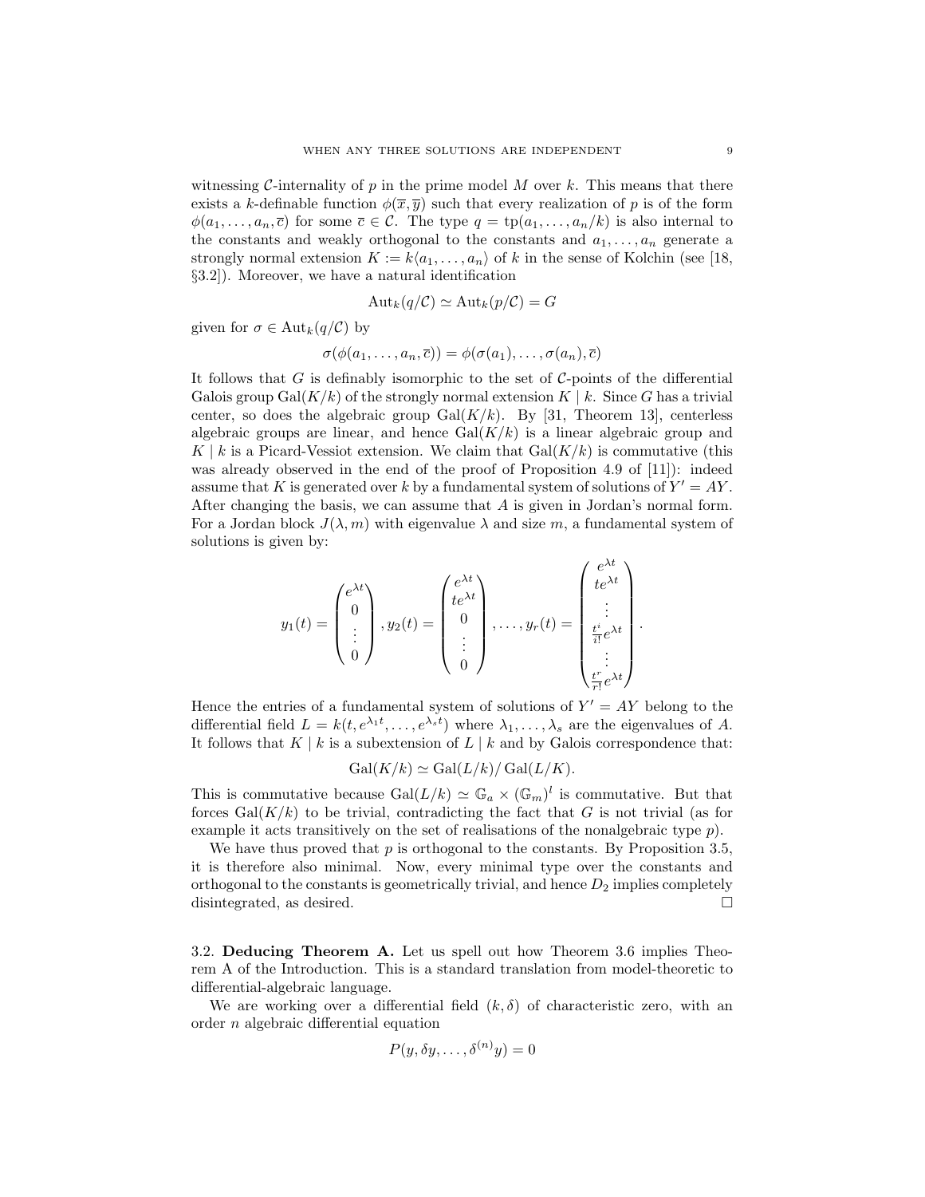witnessing $\mathcal{C}$-internality of $p$ in the prime model $M$ over $k$. This means that there exists a $k$-definable function $\phi(\overline{x}, \overline{y})$ such that every realization of $p$ is of the form $\phi(a_1, \ldots, a_n, \overline{c})$ for some $\overline{c} \in \mathcal{C}$. The type $q = \mathrm{tp}(a_1, \ldots, a_n/k)$ is also internal to the constants and weakly orthogonal to the constants and $a_1, \ldots, a_n$ generate a strongly normal extension $K := k\langle a_1, \ldots, a_n\rangle$ of $k$ in the sense of Kolchin (see [18, §3.2]). Moreover, we have a natural identification

$$\mathrm{Aut}_k(q/\mathcal{C}) \simeq \mathrm{Aut}_k(p/\mathcal{C}) = G$$

given for $\sigma \in \mathrm{Aut}_k(q/\mathcal{C})$ by

$$\sigma(\phi(a_1, \ldots, a_n, \overline{c})) = \phi(\sigma(a_1), \ldots, \sigma(a_n), \overline{c})$$

It follows that $G$ is definably isomorphic to the set of $\mathcal{C}$-points of the differential Galois group $\mathrm{Gal}(K/k)$ of the strongly normal extension $K \mid k$. Since $G$ has a trivial center, so does the algebraic group $\mathrm{Gal}(K/k)$. By [31, Theorem 13], centerless algebraic groups are linear, and hence $\mathrm{Gal}(K/k)$ is a linear algebraic group and $K \mid k$ is a Picard-Vessiot extension. We claim that $\mathrm{Gal}(K/k)$ is commutative (this was already observed in the end of the proof of Proposition 4.9 of [11]): indeed assume that $K$ is generated over $k$ by a fundamental system of solutions of $Y' = AY$. After changing the basis, we can assume that $A$ is given in Jordan's normal form. For a Jordan block $J(\lambda, m)$ with eigenvalue $\lambda$ and size $m$, a fundamental system of solutions is given by:

$$y_1(t) = \begin{pmatrix} e^{\lambda t} \\ 0 \\ \vdots \\ 0 \end{pmatrix}, y_2(t) = \begin{pmatrix} e^{\lambda t} \\ te^{\lambda t} \\ 0 \\ \vdots \\ 0 \end{pmatrix}, \ldots, y_r(t) = \begin{pmatrix} e^{\lambda t} \\ te^{\lambda t} \\ \vdots \\ \frac{t^i}{i!}e^{\lambda t} \\ \vdots \\ \frac{t^r}{r!}e^{\lambda t} \end{pmatrix}.$$

Hence the entries of a fundamental system of solutions of $Y' = AY$ belong to the differential field $L = k(t, e^{\lambda_1 t}, \ldots, e^{\lambda_s t})$ where $\lambda_1, \ldots, \lambda_s$ are the eigenvalues of $A$. It follows that $K \mid k$ is a subextension of $L \mid k$ and by Galois correspondence that:

$$\mathrm{Gal}(K/k) \simeq \mathrm{Gal}(L/k)/\,\mathrm{Gal}(L/K).$$

This is commutative because $\mathrm{Gal}(L/k) \simeq \mathbb{G}_a \times (\mathbb{G}_m)^l$ is commutative. But that forces $\mathrm{Gal}(K/k)$ to be trivial, contradicting the fact that $G$ is not trivial (as for example it acts transitively on the set of realisations of the nonalgebraic type $p$).

We have thus proved that $p$ is orthogonal to the constants. By Proposition 3.5, it is therefore also minimal. Now, every minimal type over the constants and orthogonal to the constants is geometrically trivial, and hence $D_2$ implies completely disintegrated, as desired. □

### 3.2. Deducing Theorem A.

Let us spell out how Theorem 3.6 implies Theorem A of the Introduction. This is a standard translation from model-theoretic to differential-algebraic language.

We are working over a differential field $(k, \delta)$ of characteristic zero, with an order $n$ algebraic differential equation

$$P(y, \delta y, \ldots, \delta^{(n)} y) = 0$$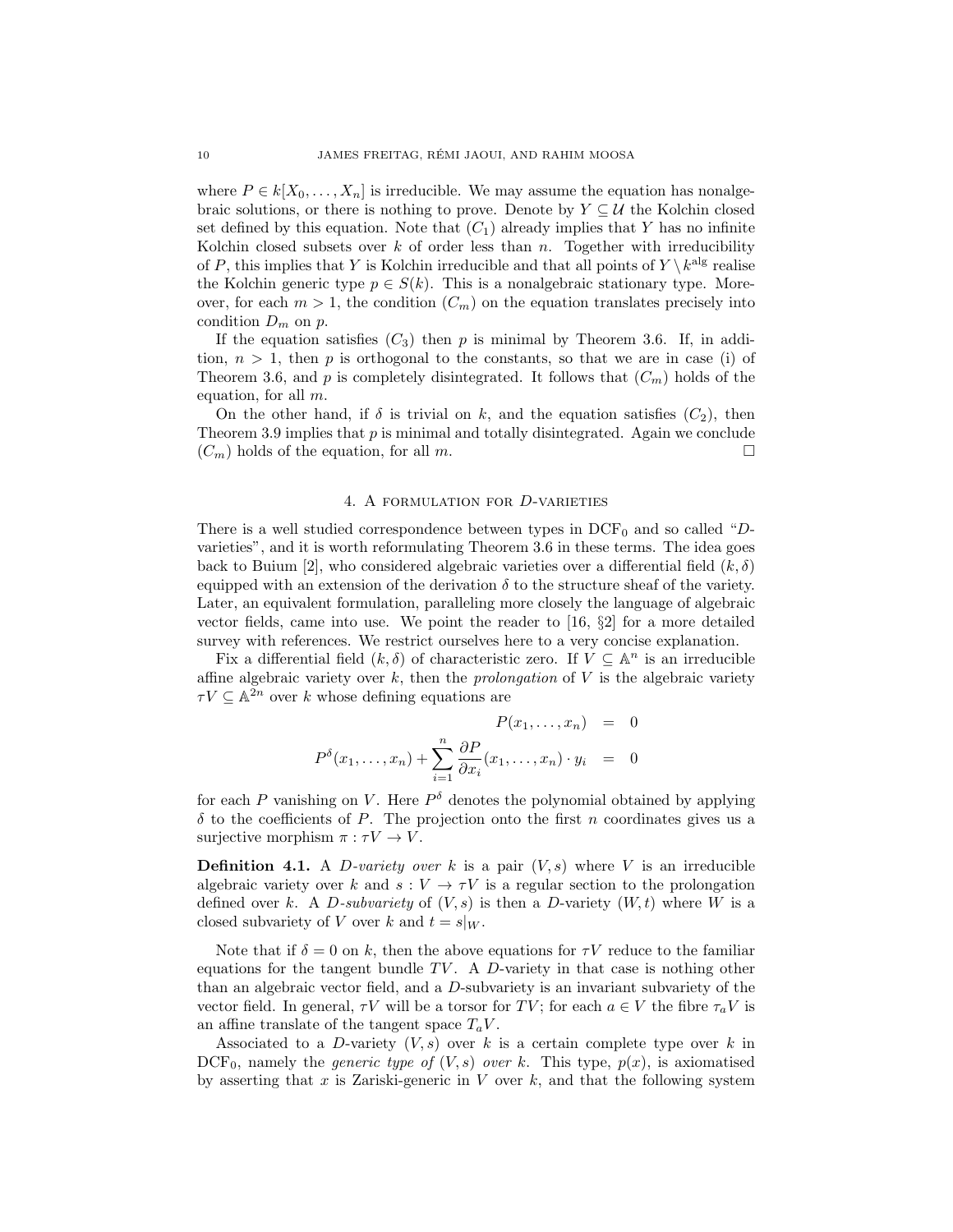where $P \in k[X_0, \dots, X_n]$ is irreducible. We may assume the equation has nonalgebraic solutions, or there is nothing to prove. Denote by $Y \subseteq \mathcal{U}$ the Kolchin closed set defined by this equation. Note that $(C_1)$ already implies that $Y$ has no infinite Kolchin closed subsets over $k$ of order less than $n$. Together with irreducibility of $P$, this implies that $Y$ is Kolchin irreducible and that all points of $Y \setminus k^{\text{alg}}$ realise the Kolchin generic type $p \in S(k)$. This is a nonalgebraic stationary type. Moreover, for each $m > 1$, the condition $(C_m)$ on the equation translates precisely into condition $D_m$ on $p$.

If the equation satisfies $(C_3)$ then $p$ is minimal by Theorem 3.6. If, in addition, $n > 1$, then $p$ is orthogonal to the constants, so that we are in case (i) of Theorem 3.6, and $p$ is completely disintegrated. It follows that $(C_m)$ holds of the equation, for all $m$.

On the other hand, if $\delta$ is trivial on $k$, and the equation satisfies $(C_2)$, then Theorem 3.9 implies that $p$ is minimal and totally disintegrated. Again we conclude $(C_m)$ holds of the equation, for all $m$. □

## 4. A formulation for $D$-varieties

There is a well studied correspondence between types in $\text{DCF}_0$ and so called "$D$-varieties", and it is worth reformulating Theorem 3.6 in these terms. The idea goes back to Buium [2], who considered algebraic varieties over a differential field $(k, \delta)$ equipped with an extension of the derivation $\delta$ to the structure sheaf of the variety. Later, an equivalent formulation, paralleling more closely the language of algebraic vector fields, came into use. We point the reader to [16, §2] for a more detailed survey with references. We restrict ourselves here to a very concise explanation.

Fix a differential field $(k, \delta)$ of characteristic zero. If $V \subseteq \mathbb{A}^n$ is an irreducible affine algebraic variety over $k$, then the *prolongation* of $V$ is the algebraic variety $\tau V \subseteq \mathbb{A}^{2n}$ over $k$ whose defining equations are

$$\begin{aligned} P(x_1, \dots, x_n) &= 0 \\ P^{\delta}(x_1, \dots, x_n) + \sum_{i=1}^{n} \frac{\partial P}{\partial x_i}(x_1, \dots, x_n) \cdot y_i &= 0 \end{aligned}$$

for each $P$ vanishing on $V$. Here $P^{\delta}$ denotes the polynomial obtained by applying $\delta$ to the coefficients of $P$. The projection onto the first $n$ coordinates gives us a surjective morphism $\pi : \tau V \to V$.

**Definition 4.1.** A *$D$-variety over $k$* is a pair $(V, s)$ where $V$ is an irreducible algebraic variety over $k$ and $s : V \to \tau V$ is a regular section to the prolongation defined over $k$. A *$D$-subvariety* of $(V, s)$ is then a $D$-variety $(W, t)$ where $W$ is a closed subvariety of $V$ over $k$ and $t = s|_W$.

Note that if $\delta = 0$ on $k$, then the above equations for $\tau V$ reduce to the familiar equations for the tangent bundle $TV$. A $D$-variety in that case is nothing other than an algebraic vector field, and a $D$-subvariety is an invariant subvariety of the vector field. In general, $\tau V$ will be a torsor for $TV$; for each $a \in V$ the fibre $\tau_a V$ is an affine translate of the tangent space $T_a V$.

Associated to a $D$-variety $(V, s)$ over $k$ is a certain complete type over $k$ in $\text{DCF}_0$, namely the *generic type of $(V, s)$ over $k$*. This type, $p(x)$, is axiomatised by asserting that $x$ is Zariski-generic in $V$ over $k$, and that the following system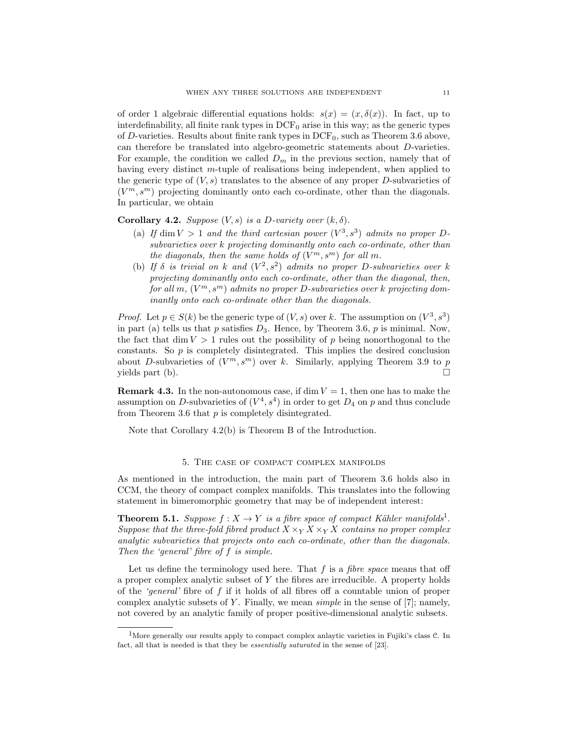of order 1 algebraic differential equations holds: $s(x) = (x, \delta(x))$. In fact, up to interdefinability, all finite rank types in $\mathrm{DCF}_0$ arise in this way; as the generic types of $D$-varieties. Results about finite rank types in $\mathrm{DCF}_0$, such as Theorem 3.6 above, can therefore be translated into algebro-geometric statements about $D$-varieties. For example, the condition we called $D_m$ in the previous section, namely that of having every distinct $m$-tuple of realisations being independent, when applied to the generic type of $(V, s)$ translates to the absence of any proper $D$-subvarieties of $(V^m, s^m)$ projecting dominantly onto each co-ordinate, other than the diagonals. In particular, we obtain

**Corollary 4.2.** *Suppose $(V, s)$ is a $D$-variety over $(k, \delta)$.*

- (a) *If $\dim V > 1$ and the third cartesian power $(V^3, s^3)$ admits no proper $D$-subvarieties over $k$ projecting dominantly onto each co-ordinate, other than the diagonals, then the same holds of $(V^m, s^m)$ for all $m$.*
- (b) *If $\delta$ is trivial on $k$ and $(V^2, s^2)$ admits no proper $D$-subvarieties over $k$ projecting dominantly onto each co-ordinate, other than the diagonal, then, for all $m$, $(V^m, s^m)$ admits no proper $D$-subvarieties over $k$ projecting dominantly onto each co-ordinate other than the diagonals.*

*Proof.* Let $p \in S(k)$ be the generic type of $(V, s)$ over $k$. The assumption on $(V^3, s^3)$ in part (a) tells us that $p$ satisfies $D_3$. Hence, by Theorem 3.6, $p$ is minimal. Now, the fact that $\dim V > 1$ rules out the possibility of $p$ being nonorthogonal to the constants. So $p$ is completely disintegrated. This implies the desired conclusion about $D$-subvarieties of $(V^m, s^m)$ over $k$. Similarly, applying Theorem 3.9 to $p$ yields part (b). $\square$

**Remark 4.3.** In the non-autonomous case, if $\dim V = 1$, then one has to make the assumption on $D$-subvarieties of $(V^4, s^4)$ in order to get $D_4$ on $p$ and thus conclude from Theorem 3.6 that $p$ is completely disintegrated.

Note that Corollary 4.2(b) is Theorem B of the Introduction.

## 5. The case of compact complex manifolds

As mentioned in the introduction, the main part of Theorem 3.6 holds also in CCM, the theory of compact complex manifolds. This translates into the following statement in bimeromorphic geometry that may be of independent interest:

**Theorem 5.1.** *Suppose $f : X \to Y$ is a fibre space of compact Kähler manifolds*[1]*. Suppose that the three-fold fibred product $X \times_Y X \times_Y X$ contains no proper complex analytic subvarieties that projects onto each co-ordinate, other than the diagonals. Then the 'general' fibre of $f$ is simple.*

Let us define the terminology used here. That $f$ is a *fibre space* means that off a proper complex analytic subset of $Y$ the fibres are irreducible. A property holds of the *'general'* fibre of $f$ if it holds of all fibres off a countable union of proper complex analytic subsets of $Y$. Finally, we mean *simple* in the sense of [7]; namely, not covered by an analytic family of proper positive-dimensional analytic subsets.

[1] More generally our results apply to compact complex anlaytic varieties in Fujiki's class $\mathcal{C}$. In fact, all that is needed is that they be *essentially saturated* in the sense of [23].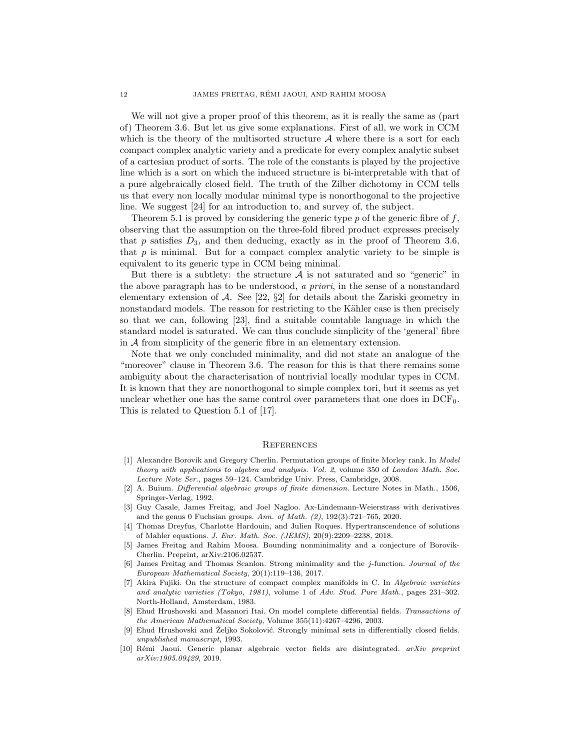We will not give a proper proof of this theorem, as it is really the same as (part of) Theorem 3.6. But let us give some explanations. First of all, we work in CCM which is the theory of the multisorted structure $\mathcal{A}$ where there is a sort for each compact complex analytic variety and a predicate for every complex analytic subset of a cartesian product of sorts. The role of the constants is played by the projective line which is a sort on which the induced structure is bi-interpretable with that of a pure algebraically closed field. The truth of the Zilber dichotomy in CCM tells us that every non locally modular minimal type is nonorthogonal to the projective line. We suggest [24] for an introduction to, and survey of, the subject.

Theorem 5.1 is proved by considering the generic type $p$ of the generic fibre of $f$, observing that the assumption on the three-fold fibred product expresses precisely that $p$ satisfies $D_3$, and then deducing, exactly as in the proof of Theorem 3.6, that $p$ is minimal. But for a compact complex analytic variety to be simple is equivalent to its generic type in CCM being minimal.

But there is a subtlety: the structure $\mathcal{A}$ is not saturated and so "generic" in the above paragraph has to be understood, *a priori*, in the sense of a nonstandard elementary extension of $\mathcal{A}$. See [22, §2] for details about the Zariski geometry in nonstandard models. The reason for restricting to the Kähler case is then precisely so that we can, following [23], find a suitable countable language in which the standard model is saturated. We can thus conclude simplicity of the 'general' fibre in $\mathcal{A}$ from simplicity of the generic fibre in an elementary extension.

Note that we only concluded minimality, and did not state an analogue of the "moreover" clause in Theorem 3.6. The reason for this is that there remains some ambiguity about the characterisation of nontrivial locally modular types in CCM. It is known that they are nonorthogonal to simple complex tori, but it seems as yet unclear whether one has the same control over parameters that one does in $\mathrm{DCF}_0$. This is related to Question 5.1 of [17].

## References

[1] Alexandre Borovik and Gregory Cherlin. Permutation groups of finite Morley rank. In *Model theory with applications to algebra and analysis. Vol. 2*, volume 350 of *London Math. Soc. Lecture Note Ser.*, pages 59–124. Cambridge Univ. Press, Cambridge, 2008.

[2] A. Buium. *Differential algebraic groups of finite dimension*. Lecture Notes in Math., 1506, Springer-Verlag, 1992.

[3] Guy Casale, James Freitag, and Joel Nagloo. Ax-Lindemann-Weierstrass with derivatives and the genus 0 Fuchsian groups. *Ann. of Math. (2)*, 192(3):721–765, 2020.

[4] Thomas Dreyfus, Charlotte Hardouin, and Julien Roques. Hypertranscendence of solutions of Mahler equations. *J. Eur. Math. Soc. (JEMS)*, 20(9):2209–2238, 2018.

[5] James Freitag and Rahim Moosa. Bounding nonminimality and a conjecture of Borovik-Cherlin. Preprint, arXiv:2106.02537.

[6] James Freitag and Thomas Scanlon. Strong minimality and the $j$-function. *Journal of the European Mathematical Society*, 20(1):119–136, 2017.

[7] Akira Fujiki. On the structure of compact complex manifolds in C. In *Algebraic varieties and analytic varieties (Tokyo, 1981)*, volume 1 of *Adv. Stud. Pure Math.*, pages 231–302. North-Holland, Amsterdam, 1983.

[8] Ehud Hrushovski and Masanori Itai. On model complete differential fields. *Transactions of the American Mathematical Society*, Volume 355(11):4267–4296, 2003.

[9] Ehud Hrushovski and Željko Sokolović. Strongly minimal sets in differentially closed fields. *unpublished manuscript*, 1993.

[10] Rémi Jaoui. Generic planar algebraic vector fields are disintegrated. *arXiv preprint arXiv:1905.09429*, 2019.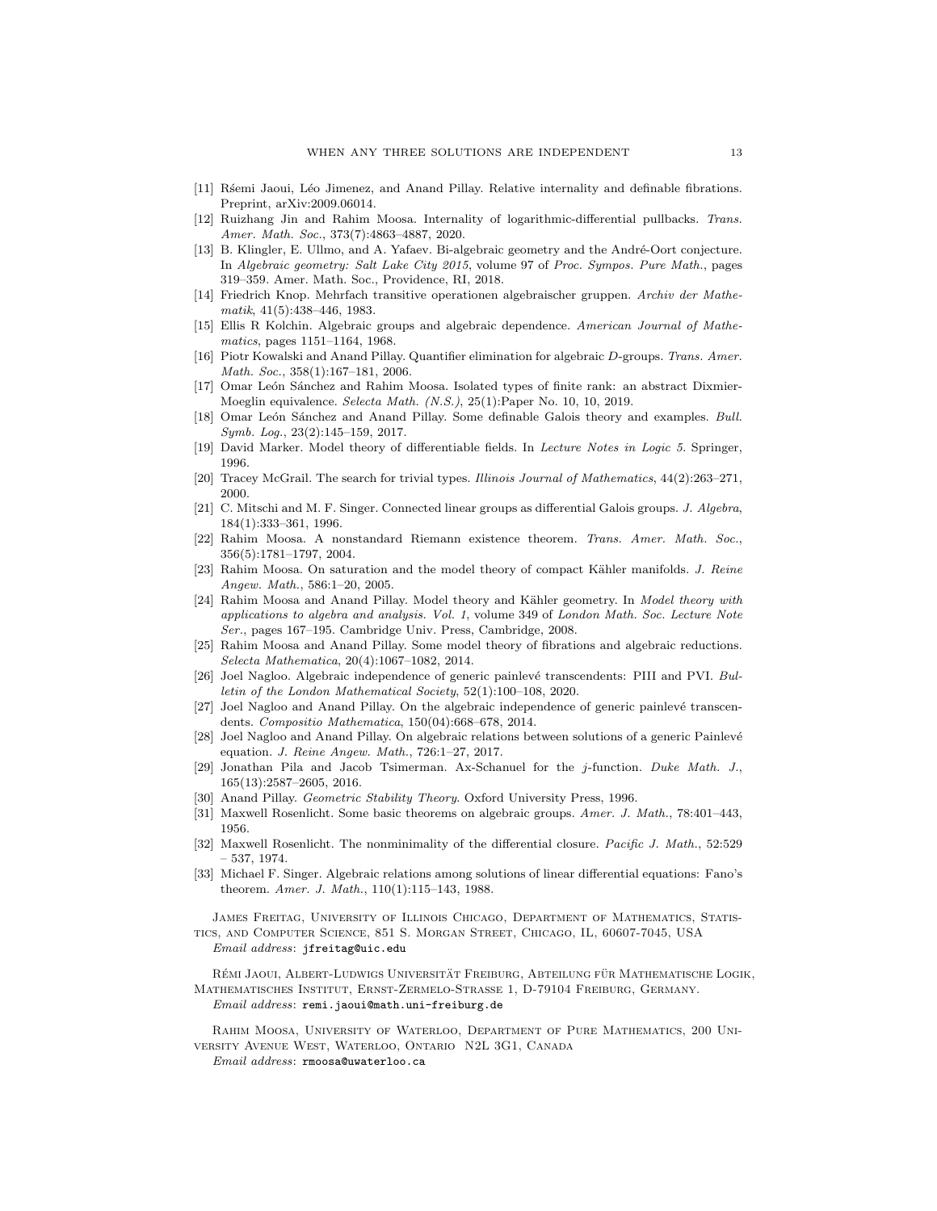[11] Rśemi Jaoui, Léo Jimenez, and Anand Pillay. Relative internality and definable fibrations. Preprint, arXiv:2009.06014.

[12] Ruizhang Jin and Rahim Moosa. Internality of logarithmic-differential pullbacks. *Trans. Amer. Math. Soc.*, 373(7):4863–4887, 2020.

[13] B. Klingler, E. Ullmo, and A. Yafaev. Bi-algebraic geometry and the André-Oort conjecture. In *Algebraic geometry: Salt Lake City 2015*, volume 97 of *Proc. Sympos. Pure Math.*, pages 319–359. Amer. Math. Soc., Providence, RI, 2018.

[14] Friedrich Knop. Mehrfach transitive operationen algebraischer gruppen. *Archiv der Mathematik*, 41(5):438–446, 1983.

[15] Ellis R Kolchin. Algebraic groups and algebraic dependence. *American Journal of Mathematics*, pages 1151–1164, 1968.

[16] Piotr Kowalski and Anand Pillay. Quantifier elimination for algebraic $D$-groups. *Trans. Amer. Math. Soc.*, 358(1):167–181, 2006.

[17] Omar León Sánchez and Rahim Moosa. Isolated types of finite rank: an abstract Dixmier-Moeglin equivalence. *Selecta Math. (N.S.)*, 25(1):Paper No. 10, 10, 2019.

[18] Omar León Sánchez and Anand Pillay. Some definable Galois theory and examples. *Bull. Symb. Log.*, 23(2):145–159, 2017.

[19] David Marker. Model theory of differentiable fields. In *Lecture Notes in Logic 5*. Springer, 1996.

[20] Tracey McGrail. The search for trivial types. *Illinois Journal of Mathematics*, 44(2):263–271, 2000.

[21] C. Mitschi and M. F. Singer. Connected linear groups as differential Galois groups. *J. Algebra*, 184(1):333–361, 1996.

[22] Rahim Moosa. A nonstandard Riemann existence theorem. *Trans. Amer. Math. Soc.*, 356(5):1781–1797, 2004.

[23] Rahim Moosa. On saturation and the model theory of compact Kähler manifolds. *J. Reine Angew. Math.*, 586:1–20, 2005.

[24] Rahim Moosa and Anand Pillay. Model theory and Kähler geometry. In *Model theory with applications to algebra and analysis. Vol. 1*, volume 349 of *London Math. Soc. Lecture Note Ser.*, pages 167–195. Cambridge Univ. Press, Cambridge, 2008.

[25] Rahim Moosa and Anand Pillay. Some model theory of fibrations and algebraic reductions. *Selecta Mathematica*, 20(4):1067–1082, 2014.

[26] Joel Nagloo. Algebraic independence of generic painlevé transcendents: PIII and PVI. *Bulletin of the London Mathematical Society*, 52(1):100–108, 2020.

[27] Joel Nagloo and Anand Pillay. On the algebraic independence of generic painlevé transcendents. *Compositio Mathematica*, 150(04):668–678, 2014.

[28] Joel Nagloo and Anand Pillay. On algebraic relations between solutions of a generic Painlevé equation. *J. Reine Angew. Math.*, 726:1–27, 2017.

[29] Jonathan Pila and Jacob Tsimerman. Ax-Schanuel for the $j$-function. *Duke Math. J.*, 165(13):2587–2605, 2016.

[30] Anand Pillay. *Geometric Stability Theory*. Oxford University Press, 1996.

[31] Maxwell Rosenlicht. Some basic theorems on algebraic groups. *Amer. J. Math.*, 78:401–443, 1956.

[32] Maxwell Rosenlicht. The nonminimality of the differential closure. *Pacific J. Math.*, 52:529 – 537, 1974.

[33] Michael F. Singer. Algebraic relations among solutions of linear differential equations: Fano's theorem. *Amer. J. Math.*, 110(1):115–143, 1988.

James Freitag, University of Illinois Chicago, Department of Mathematics, Statistics, and Computer Science, 851 S. Morgan Street, Chicago, IL, 60607-7045, USA
*Email address*: `jfreitag@uic.edu`

Rémi Jaoui, Albert-Ludwigs Universität Freiburg, Abteilung für Mathematische Logik, Mathematisches Institut, Ernst-Zermelo-Strasse 1, D-79104 Freiburg, Germany.
*Email address*: `remi.jaoui@math.uni-freiburg.de`

Rahim Moosa, University of Waterloo, Department of Pure Mathematics, 200 University Avenue West, Waterloo, Ontario N2L 3G1, Canada
*Email address*: `rmoosa@uwaterloo.ca`